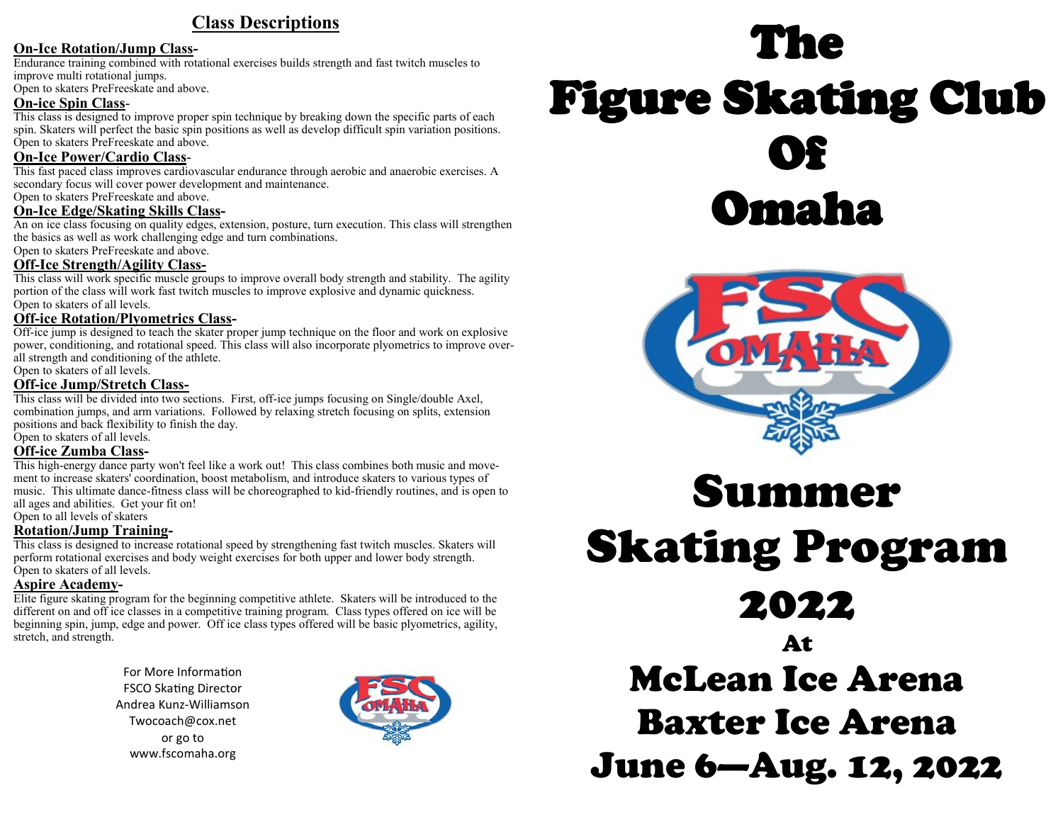## Class Descriptions

**On-Ice Rotation/Jump Class-**
Endurance training combined with rotational exercises builds strength and fast twitch muscles to improve multi rotational jumps.
Open to skaters PreFreeskate and above.

**On-ice Spin Class-**
This class is designed to improve proper spin technique by breaking down the specific parts of each spin. Skaters will perfect the basic spin positions as well as develop difficult spin variation positions.
Open to skaters PreFreeskate and above.

**On-Ice Power/Cardio Class-**
This fast paced class improves cardiovascular endurance through aerobic and anaerobic exercises. A secondary focus will cover power development and maintenance.
Open to skaters PreFreeskate and above.

**On-Ice Edge/Skating Skills Class-**
An on ice class focusing on quality edges, extension, posture, turn execution. This class will strengthen the basics as well as work challenging edge and turn combinations.
Open to skaters PreFreeskate and above.

**Off-Ice Strength/Agility Class-**
This class will work specific muscle groups to improve overall body strength and stability. The agility portion of the class will work fast twitch muscles to improve explosive and dynamic quickness.
Open to skaters of all levels.

**Off-ice Rotation/Plyometrics Class-**
Off-ice jump is designed to teach the skater proper jump technique on the floor and work on explosive power, conditioning, and rotational speed. This class will also incorporate plyometrics to improve over-all strength and conditioning of the athlete.
Open to skaters of all levels.

**Off-ice Jump/Stretch Class-**
This class will be divided into two sections. First, off-ice jumps focusing on Single/double Axel, combination jumps, and arm variations. Followed by relaxing stretch focusing on splits, extension positions and back flexibility to finish the day.
Open to skaters of all levels.

**Off-ice Zumba Class-**
This high-energy dance party won't feel like a work out! This class combines both music and move-ment to increase skaters' coordination, boost metabolism, and introduce skaters to various types of music. This ultimate dance-fitness class will be choreographed to kid-friendly routines, and is open to all ages and abilities. Get your fit on!
Open to all levels of skaters

**Rotation/Jump Training-**
This class is designed to increase rotational speed by strengthening fast twitch muscles. Skaters will perform rotational exercises and body weight exercises for both upper and lower body strength.
Open to skaters of all levels.

**Aspire Academy-**
Elite figure skating program for the beginning competitive athlete. Skaters will be introduced to the different on and off ice classes in a competitive training program. Class types offered on ice will be beginning spin, jump, edge and power. Off ice class types offered will be basic plyometrics, agility, stretch, and strength.

For More Information
FSCO Skating Director
Andrea Kunz-Williamson
Twocoach@cox.net
or go to
www.fscomaha.org

# The Figure Skating Club Of Omaha

# Summer Skating Program 2022

## At
## McLean Ice Arena
## Baxter Ice Arena
## June 6—Aug. 12, 2022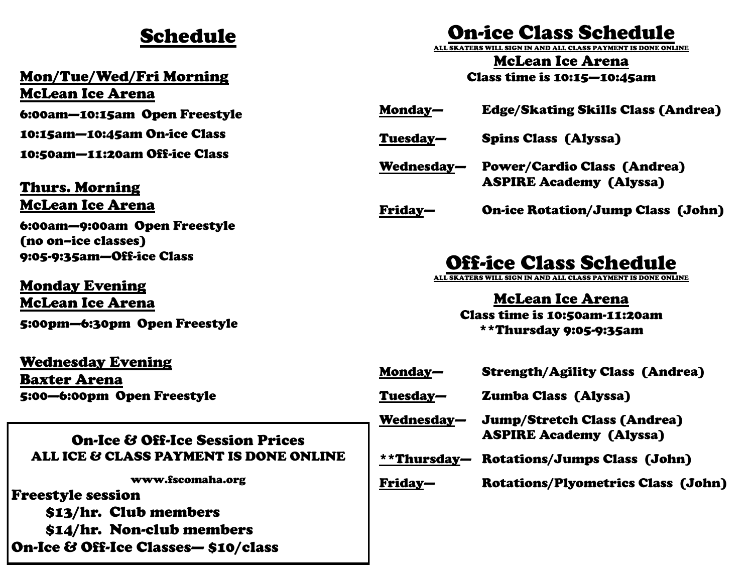# Schedule

**Mon/Tue/Wed/Fri Morning**
**McLean Ice Arena**

6:00am—10:15am Open Freestyle

10:15am—10:45am On-ice Class

10:50am—11:20am Off-ice Class

**Thurs. Morning**
**McLean Ice Arena**

6:00am—9:00am Open Freestyle
(no on–ice classes)
9:05-9:35am—Off-ice Class

**Monday Evening**
**McLean Ice Arena**

5:00pm—6:30pm Open Freestyle

**Wednesday Evening**
**Baxter Arena**

5:00—6:00pm Open Freestyle

**On-Ice & Off-Ice Session Prices**
**ALL ICE & CLASS PAYMENT IS DONE ONLINE**

www.fscomaha.org

Freestyle session
- $13/hr. Club members
- $14/hr. Non-club members

On-Ice & Off-Ice Classes— $10/class

# On-ice Class Schedule

ALL SKATERS WILL SIGN IN AND ALL CLASS PAYMENT IS DONE ONLINE

**McLean Ice Arena**

Class time is 10:15—10:45am

| | |
|---|---|
| Monday— | Edge/Skating Skills Class (Andrea) |
| Tuesday— | Spins Class (Alyssa) |
| Wednesday— | Power/Cardio Class (Andrea)<br>ASPIRE Academy (Alyssa) |
| Friday— | On-ice Rotation/Jump Class (John) |

# Off-ice Class Schedule

ALL SKATERS WILL SIGN IN AND ALL CLASS PAYMENT IS DONE ONLINE

**McLean Ice Arena**

Class time is 10:50am-11:20am
**Thursday 9:05-9:35am

| | |
|---|---|
| Monday— | Strength/Agility Class (Andrea) |
| Tuesday— | Zumba Class (Alyssa) |
| Wednesday— | Jump/Stretch Class (Andrea)<br>ASPIRE Academy (Alyssa) |
| **Thursday— | Rotations/Jumps Class (John) |
| Friday— | Rotations/Plyometrics Class (John) |